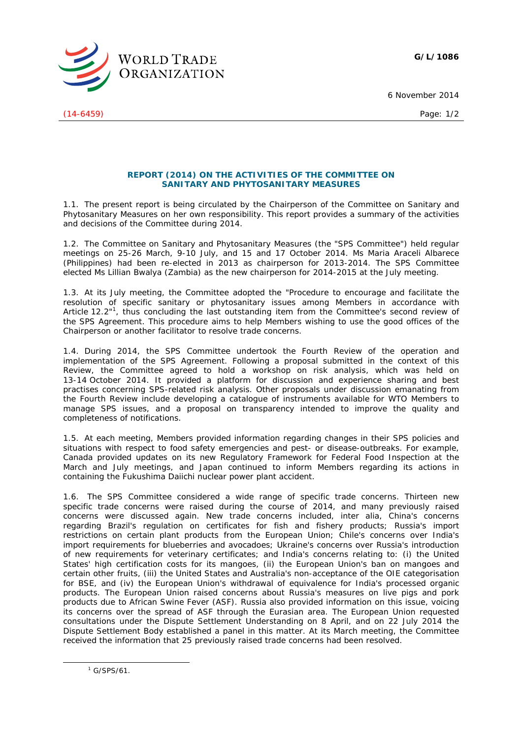G/L/1086

6 November 2014

(14-6459)

# REPORT (2014) ON THE ACTIVITIES OF THE COMMITTEE ON SANITARY AND PHYTOSANITARY MEASURES

1.1. The present report is being circulated by the Chairperson of the Committee on Sanitary and Phytosanitary Measures on her own responsibility. This report provides a summary of the activities and decisions of the Committee during 2014.

1.2. The Committee on Sanitary and Phytosanitary Measures (the "SPS Committee") held regular meetings on 25-26 March, 9-10 July, and 15 and 17 October 2014. Ms Maria Araceli Albarece (Philippines) had been re-elected in 2013 as chairperson for 2013-2014. The SPS Committee elected Ms Lillian Bwalya (Zambia) as the new chairperson for 2014-2015 at the July meeting.

1.3. At its July meeting, the Committee adopted the "Procedure to encourage and facilitate the resolution of specific sanitary or phytosanitary issues among Members in accordance with Article 12.2"[1], thus concluding the last outstanding item from the Committee's second review of the SPS Agreement. This procedure aims to help Members wishing to use the good offices of the Chairperson or another facilitator to resolve trade concerns.

1.4. During 2014, the SPS Committee undertook the Fourth Review of the operation and implementation of the SPS Agreement. Following a proposal submitted in the context of this Review, the Committee agreed to hold a workshop on risk analysis, which was held on 13-14 October 2014. It provided a platform for discussion and experience sharing and best practises concerning SPS-related risk analysis. Other proposals under discussion emanating from the Fourth Review include developing a catalogue of instruments available for WTO Members to manage SPS issues, and a proposal on transparency intended to improve the quality and completeness of notifications.

1.5. At each meeting, Members provided information regarding changes in their SPS policies and situations with respect to food safety emergencies and pest- or disease-outbreaks. For example, Canada provided updates on its new Regulatory Framework for Federal Food Inspection at the March and July meetings, and Japan continued to inform Members regarding its actions in containing the Fukushima Daiichi nuclear power plant accident.

1.6. The SPS Committee considered a wide range of specific trade concerns. Thirteen new specific trade concerns were raised during the course of 2014, and many previously raised concerns were discussed again. New trade concerns included, inter alia, China's concerns regarding Brazil's regulation on certificates for fish and fishery products; Russia's import restrictions on certain plant products from the European Union; Chile's concerns over India's import requirements for blueberries and avocadoes; Ukraine's concerns over Russia's introduction of new requirements for veterinary certificates; and India's concerns relating to: (i) the United States' high certification costs for its mangoes, (ii) the European Union's ban on mangoes and certain other fruits, (iii) the United States and Australia's non-acceptance of the OIE categorisation for BSE, and (iv) the European Union's withdrawal of equivalence for India's processed organic products. The European Union raised concerns about Russia's measures on live pigs and pork products due to African Swine Fever (ASF). Russia also provided information on this issue, voicing its concerns over the spread of ASF through the Eurasian area. The European Union requested consultations under the Dispute Settlement Understanding on 8 April, and on 22 July 2014 the Dispute Settlement Body established a panel in this matter. At its March meeting, the Committee received the information that 25 previously raised trade concerns had been resolved.

[1] G/SPS/61.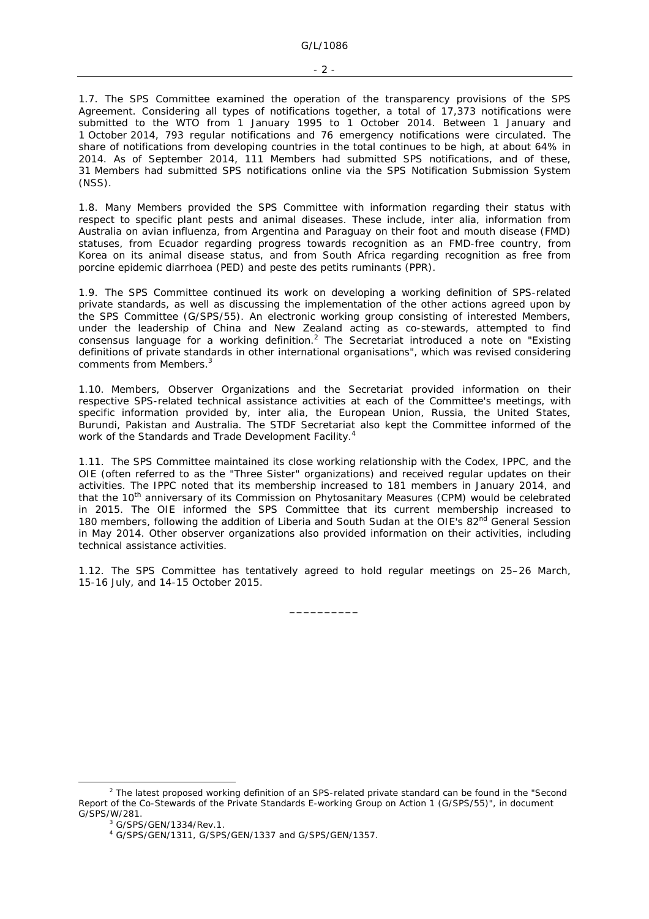1.7. The SPS Committee examined the operation of the transparency provisions of the SPS Agreement. Considering all types of notifications together, a total of 17,373 notifications were submitted to the WTO from 1 January 1995 to 1 October 2014. Between 1 January and 1 October 2014, 793 regular notifications and 76 emergency notifications were circulated. The share of notifications from developing countries in the total continues to be high, at about 64% in 2014. As of September 2014, 111 Members had submitted SPS notifications, and of these, 31 Members had submitted SPS notifications online via the SPS Notification Submission System (NSS).

1.8. Many Members provided the SPS Committee with information regarding their status with respect to specific plant pests and animal diseases. These include, inter alia, information from Australia on avian influenza, from Argentina and Paraguay on their foot and mouth disease (FMD) statuses, from Ecuador regarding progress towards recognition as an FMD-free country, from Korea on its animal disease status, and from South Africa regarding recognition as free from porcine epidemic diarrhoea (PED) and peste des petits ruminants (PPR).

1.9. The SPS Committee continued its work on developing a working definition of SPS-related private standards, as well as discussing the implementation of the other actions agreed upon by the SPS Committee (G/SPS/55). An electronic working group consisting of interested Members, under the leadership of China and New Zealand acting as co-stewards, attempted to find consensus language for a working definition.[2] The Secretariat introduced a note on "Existing definitions of private standards in other international organisations", which was revised considering comments from Members.[3]

1.10. Members, Observer Organizations and the Secretariat provided information on their respective SPS-related technical assistance activities at each of the Committee's meetings, with specific information provided by, inter alia, the European Union, Russia, the United States, Burundi, Pakistan and Australia. The STDF Secretariat also kept the Committee informed of the work of the Standards and Trade Development Facility.[4]

1.11. The SPS Committee maintained its close working relationship with the Codex, IPPC, and the OIE (often referred to as the "Three Sister" organizations) and received regular updates on their activities. The IPPC noted that its membership increased to 181 members in January 2014, and that the 10th anniversary of its Commission on Phytosanitary Measures (CPM) would be celebrated in 2015. The OIE informed the SPS Committee that its current membership increased to 180 members, following the addition of Liberia and South Sudan at the OIE's 82nd General Session in May 2014. Other observer organizations also provided information on their activities, including technical assistance activities.

1.12. The SPS Committee has tentatively agreed to hold regular meetings on 25–26 March, 15-16 July, and 14-15 October 2015.

__________

[2] The latest proposed working definition of an SPS-related private standard can be found in the "Second Report of the Co-Stewards of the Private Standards E-working Group on Action 1 (G/SPS/55)", in document G/SPS/W/281.

[3] G/SPS/GEN/1334/Rev.1.

[4] G/SPS/GEN/1311, G/SPS/GEN/1337 and G/SPS/GEN/1357.